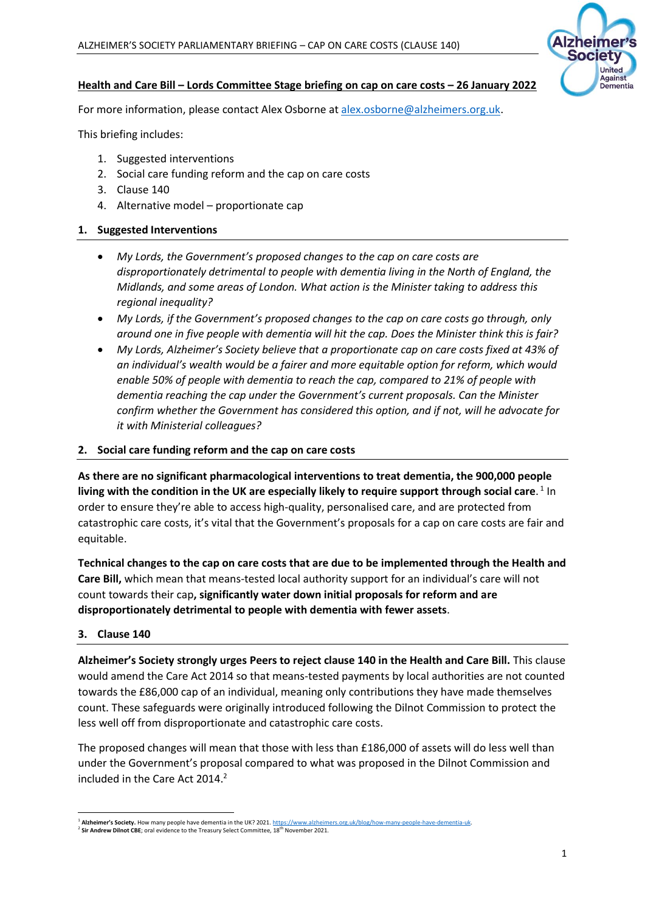**Health and Care Bill – Lords Committee Stage briefing on cap on care costs – 26 January 2022**

For more information, please contact Alex Osborne at alex.osborne@alzheimers.org.uk.

This briefing includes:

1. Suggested interventions
2. Social care funding reform and the cap on care costs
3. Clause 140
4. Alternative model – proportionate cap

## 1. Suggested Interventions

- *My Lords, the Government's proposed changes to the cap on care costs are disproportionately detrimental to people with dementia living in the North of England, the Midlands, and some areas of London. What action is the Minister taking to address this regional inequality?*
- *My Lords, if the Government's proposed changes to the cap on care costs go through, only around one in five people with dementia will hit the cap. Does the Minister think this is fair?*
- *My Lords, Alzheimer's Society believe that a proportionate cap on care costs fixed at 43% of an individual's wealth would be a fairer and more equitable option for reform, which would enable 50% of people with dementia to reach the cap, compared to 21% of people with dementia reaching the cap under the Government's current proposals. Can the Minister confirm whether the Government has considered this option, and if not, will he advocate for it with Ministerial colleagues?*

## 2. Social care funding reform and the cap on care costs

**As there are no significant pharmacological interventions to treat dementia, the 900,000 people living with the condition in the UK are especially likely to require support through social care**.[1] In order to ensure they're able to access high-quality, personalised care, and are protected from catastrophic care costs, it's vital that the Government's proposals for a cap on care costs are fair and equitable.

**Technical changes to the cap on care costs that are due to be implemented through the Health and Care Bill,** which mean that means-tested local authority support for an individual's care will not count towards their cap**, significantly water down initial proposals for reform and are disproportionately detrimental to people with dementia with fewer assets**.

## 3. Clause 140

**Alzheimer's Society strongly urges Peers to reject clause 140 in the Health and Care Bill.** This clause would amend the Care Act 2014 so that means-tested payments by local authorities are not counted towards the £86,000 cap of an individual, meaning only contributions they have made themselves count. These safeguards were originally introduced following the Dilnot Commission to protect the less well off from disproportionate and catastrophic care costs.

The proposed changes will mean that those with less than £186,000 of assets will do less well than under the Government's proposal compared to what was proposed in the Dilnot Commission and included in the Care Act 2014.[2]

---

[1] **Alzheimer's Society.** How many people have dementia in the UK? 2021. https://www.alzheimers.org.uk/blog/how-many-people-have-dementia-uk.

[2] **Sir Andrew Dilnot CBE**; oral evidence to the Treasury Select Committee, 18th November 2021.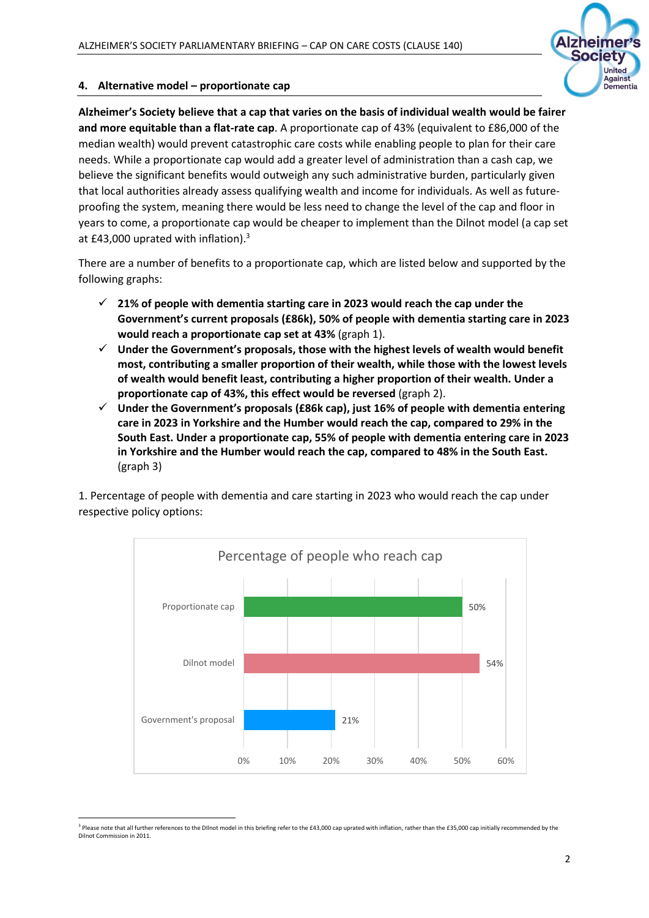## 4. Alternative model – proportionate cap

**Alzheimer's Society believe that a cap that varies on the basis of individual wealth would be fairer and more equitable than a flat-rate cap**. A proportionate cap of 43% (equivalent to £86,000 of the median wealth) would prevent catastrophic care costs while enabling people to plan for their care needs. While a proportionate cap would add a greater level of administration than a cash cap, we believe the significant benefits would outweigh any such administrative burden, particularly given that local authorities already assess qualifying wealth and income for individuals. As well as future-proofing the system, meaning there would be less need to change the level of the cap and floor in years to come, a proportionate cap would be cheaper to implement than the Dilnot model (a cap set at £43,000 uprated with inflation).[3]

There are a number of benefits to a proportionate cap, which are listed below and supported by the following graphs:

- ✓ **21% of people with dementia starting care in 2023 would reach the cap under the Government's current proposals (£86k), 50% of people with dementia starting care in 2023 would reach a proportionate cap set at 43%** (graph 1).
- ✓ **Under the Government's proposals, those with the highest levels of wealth would benefit most, contributing a smaller proportion of their wealth, while those with the lowest levels of wealth would benefit least, contributing a higher proportion of their wealth. Under a proportionate cap of 43%, this effect would be reversed** (graph 2).
- ✓ **Under the Government's proposals (£86k cap), just 16% of people with dementia entering care in 2023 in Yorkshire and the Humber would reach the cap, compared to 29% in the South East. Under a proportionate cap, 55% of people with dementia entering care in 2023 in Yorkshire and the Humber would reach the cap, compared to 48% in the South East.** (graph 3)

1. Percentage of people with dementia and care starting in 2023 who would reach the cap under respective policy options:

**Percentage of people who reach cap**

| Policy option | Percentage |
|---|---|
| Proportionate cap | 50% |
| Dilnot model | 54% |
| Government's proposal | 21% |

[3] Please note that all further references to the Dilnot model in this briefing refer to the £43,000 cap uprated with inflation, rather than the £35,000 cap initially recommended by the Dilnot Commission in 2011.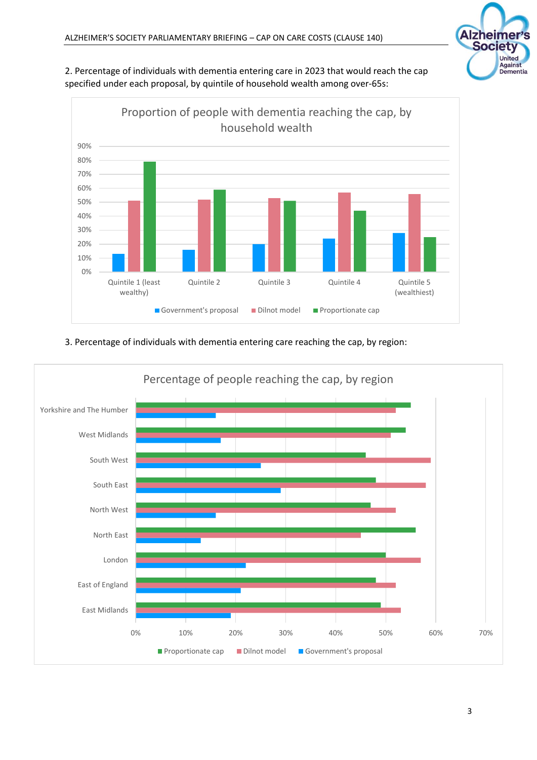2. Percentage of individuals with dementia entering care in 2023 that would reach the cap specified under each proposal, by quintile of household wealth among over-65s:

Proportion of people with dementia reaching the cap, by household wealth

90%
80%
70%
60%
50%
40%
30%
20%
10%
0%

Quintile 1 (least wealthy)
Quintile 2
Quintile 3
Quintile 4
Quintile 5 (wealthiest)

Government's proposal
Dilnot model
Proportionate cap

3. Percentage of individuals with dementia entering care reaching the cap, by region:

Percentage of people reaching the cap, by region

Yorkshire and The Humber
West Midlands
South West
South East
North West
North East
London
East of England
East Midlands

0%
10%
20%
30%
40%
50%
60%
70%

Proportionate cap
Dilnot model
Government's proposal